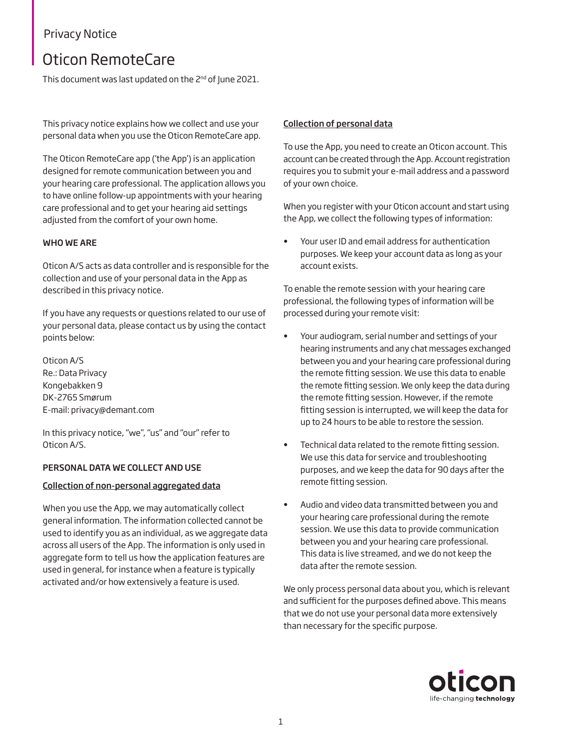Privacy Notice

# Oticon RemoteCare

This document was last updated on the 2nd of June 2021.

This privacy notice explains how we collect and use your personal data when you use the Oticon RemoteCare app.

The Oticon RemoteCare app ('the App') is an application designed for remote communication between you and your hearing care professional. The application allows you to have online follow-up appointments with your hearing care professional and to get your hearing aid settings adjusted from the comfort of your own home.

## WHO WE ARE

Oticon A/S acts as data controller and is responsible for the collection and use of your personal data in the App as described in this privacy notice.

If you have any requests or questions related to our use of your personal data, please contact us by using the contact points below:

Oticon A/S
Re.: Data Privacy
Kongebakken 9
DK-2765 Smørum
E-mail: privacy@demant.com

In this privacy notice, "we", "us" and "our" refer to Oticon A/S.

## PERSONAL DATA WE COLLECT AND USE

### Collection of non-personal aggregated data

When you use the App, we may automatically collect general information. The information collected cannot be used to identify you as an individual, as we aggregate data across all users of the App. The information is only used in aggregate form to tell us how the application features are used in general, for instance when a feature is typically activated and/or how extensively a feature is used.

### Collection of personal data

To use the App, you need to create an Oticon account. This account can be created through the App. Account registration requires you to submit your e-mail address and a password of your own choice.

When you register with your Oticon account and start using the App, we collect the following types of information:

- Your user ID and email address for authentication purposes. We keep your account data as long as your account exists.

To enable the remote session with your hearing care professional, the following types of information will be processed during your remote visit:

- Your audiogram, serial number and settings of your hearing instruments and any chat messages exchanged between you and your hearing care professional during the remote fitting session. We use this data to enable the remote fitting session. We only keep the data during the remote fitting session. However, if the remote fitting session is interrupted, we will keep the data for up to 24 hours to be able to restore the session.
- Technical data related to the remote fitting session. We use this data for service and troubleshooting purposes, and we keep the data for 90 days after the remote fitting session.
- Audio and video data transmitted between you and your hearing care professional during the remote session. We use this data to provide communication between you and your hearing care professional. This data is live streamed, and we do not keep the data after the remote session.

We only process personal data about you, which is relevant and sufficient for the purposes defined above. This means that we do not use your personal data more extensively than necessary for the specific purpose.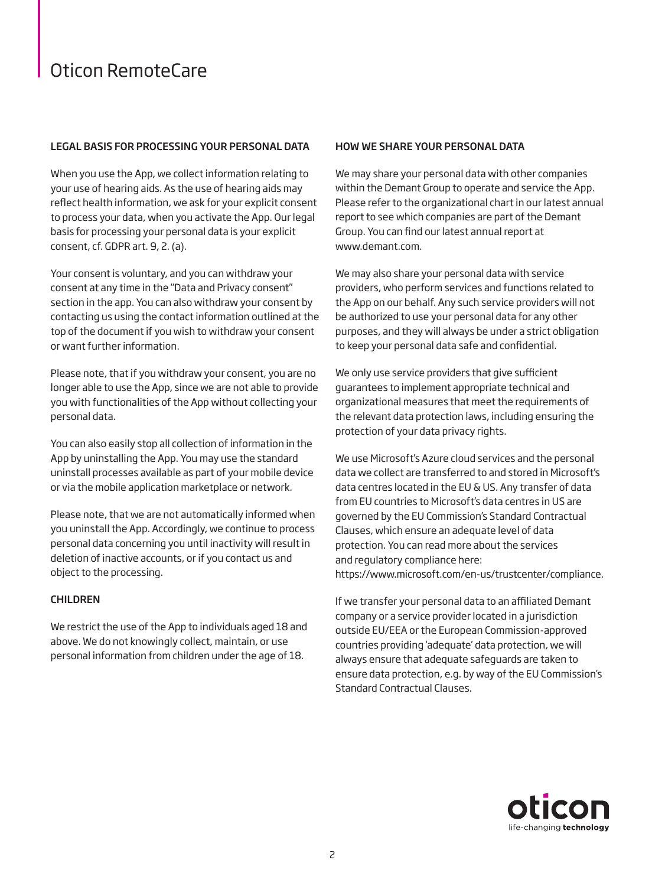## LEGAL BASIS FOR PROCESSING YOUR PERSONAL DATA

When you use the App, we collect information relating to your use of hearing aids. As the use of hearing aids may reflect health information, we ask for your explicit consent to process your data, when you activate the App. Our legal basis for processing your personal data is your explicit consent, cf. GDPR art. 9, 2. (a).

Your consent is voluntary, and you can withdraw your consent at any time in the "Data and Privacy consent" section in the app. You can also withdraw your consent by contacting us using the contact information outlined at the top of the document if you wish to withdraw your consent or want further information.

Please note, that if you withdraw your consent, you are no longer able to use the App, since we are not able to provide you with functionalities of the App without collecting your personal data.

You can also easily stop all collection of information in the App by uninstalling the App. You may use the standard uninstall processes available as part of your mobile device or via the mobile application marketplace or network.

Please note, that we are not automatically informed when you uninstall the App. Accordingly, we continue to process personal data concerning you until inactivity will result in deletion of inactive accounts, or if you contact us and object to the processing.

## CHILDREN

We restrict the use of the App to individuals aged 18 and above. We do not knowingly collect, maintain, or use personal information from children under the age of 18.

## HOW WE SHARE YOUR PERSONAL DATA

We may share your personal data with other companies within the Demant Group to operate and service the App. Please refer to the organizational chart in our latest annual report to see which companies are part of the Demant Group. You can find our latest annual report at www.demant.com.

We may also share your personal data with service providers, who perform services and functions related to the App on our behalf. Any such service providers will not be authorized to use your personal data for any other purposes, and they will always be under a strict obligation to keep your personal data safe and confidential.

We only use service providers that give sufficient guarantees to implement appropriate technical and organizational measures that meet the requirements of the relevant data protection laws, including ensuring the protection of your data privacy rights.

We use Microsoft's Azure cloud services and the personal data we collect are transferred to and stored in Microsoft's data centres located in the EU & US. Any transfer of data from EU countries to Microsoft's data centres in US are governed by the EU Commission's Standard Contractual Clauses, which ensure an adequate level of data protection. You can read more about the services and regulatory compliance here: https://www.microsoft.com/en-us/trustcenter/compliance.

If we transfer your personal data to an affiliated Demant company or a service provider located in a jurisdiction outside EU/EEA or the European Commission-approved countries providing 'adequate' data protection, we will always ensure that adequate safeguards are taken to ensure data protection, e.g. by way of the EU Commission's Standard Contractual Clauses.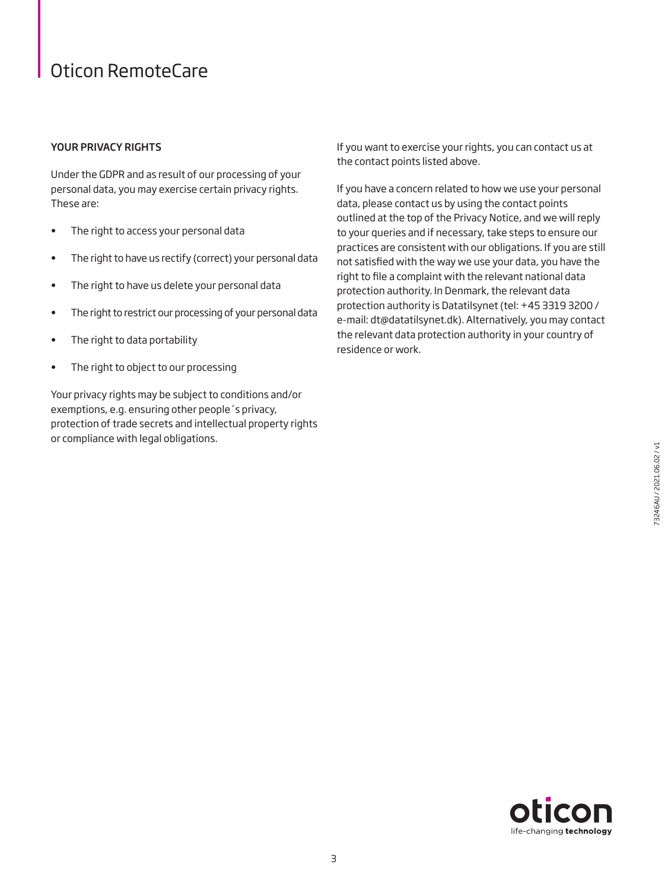# Oticon RemoteCare

## YOUR PRIVACY RIGHTS

Under the GDPR and as result of our processing of your personal data, you may exercise certain privacy rights. These are:

- The right to access your personal data
- The right to have us rectify (correct) your personal data
- The right to have us delete your personal data
- The right to restrict our processing of your personal data
- The right to data portability
- The right to object to our processing

Your privacy rights may be subject to conditions and/or exemptions, e.g. ensuring other people´s privacy, protection of trade secrets and intellectual property rights or compliance with legal obligations.

If you want to exercise your rights, you can contact us at the contact points listed above.

If you have a concern related to how we use your personal data, please contact us by using the contact points outlined at the top of the Privacy Notice, and we will reply to your queries and if necessary, take steps to ensure our practices are consistent with our obligations. If you are still not satisfied with the way we use your data, you have the right to file a complaint with the relevant national data protection authority. In Denmark, the relevant data protection authority is Datatilsynet (tel: +45 3319 3200 / e-mail: dt@datatilsynet.dk). Alternatively, you may contact the relevant data protection authority in your country of residence or work.

73246AU / 2021.06.02 / v1